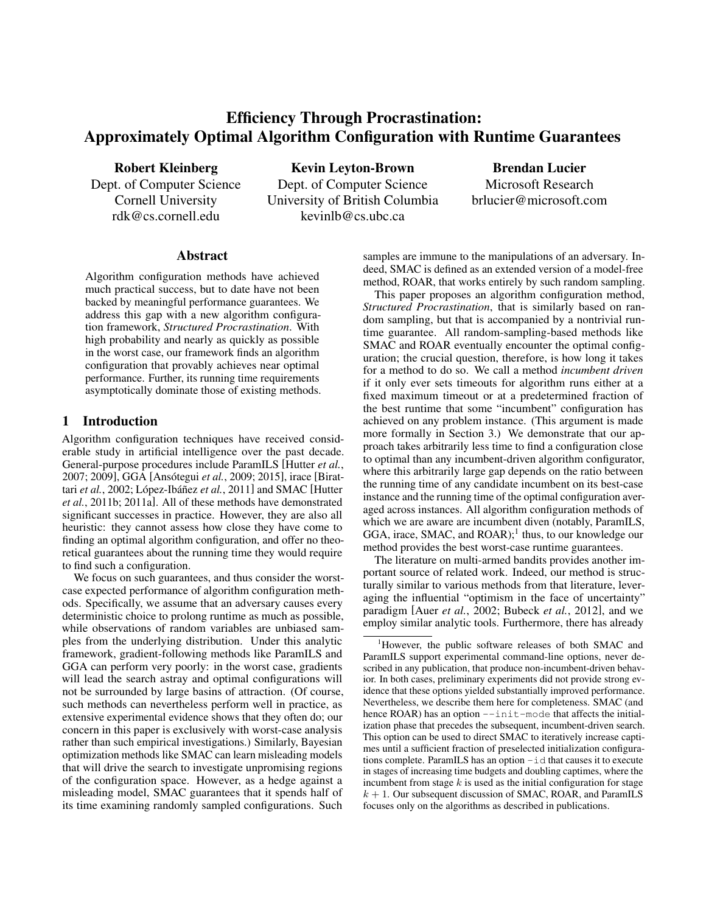# Efficiency Through Procrastination: Approximately Optimal Algorithm Configuration with Runtime Guarantees

**Robert Kleinberg**
Dept. of Computer Science
Cornell University
rdk@cs.cornell.edu

**Kevin Leyton-Brown**
Dept. of Computer Science
University of British Columbia
kevinlb@cs.ubc.ca

**Brendan Lucier**
Microsoft Research
brlucier@microsoft.com

## Abstract

Algorithm configuration methods have achieved much practical success, but to date have not been backed by meaningful performance guarantees. We address this gap with a new algorithm configuration framework, *Structured Procrastination*. With high probability and nearly as quickly as possible in the worst case, our framework finds an algorithm configuration that provably achieves near optimal performance. Further, its running time requirements asymptotically dominate those of existing methods.

## 1 Introduction

Algorithm configuration techniques have received considerable study in artificial intelligence over the past decade. General-purpose procedures include ParamILS [Hutter *et al.*, 2007; 2009], GGA [Ansótegui *et al.*, 2009; 2015], irace [Birattari *et al.*, 2002; López-Ibáñez *et al.*, 2011] and SMAC [Hutter *et al.*, 2011b; 2011a]. All of these methods have demonstrated significant successes in practice. However, they are also all heuristic: they cannot assess how close they have come to finding an optimal algorithm configuration, and offer no theoretical guarantees about the running time they would require to find such a configuration.

We focus on such guarantees, and thus consider the worst-case expected performance of algorithm configuration methods. Specifically, we assume that an adversary causes every deterministic choice to prolong runtime as much as possible, while observations of random variables are unbiased samples from the underlying distribution. Under this analytic framework, gradient-following methods like ParamILS and GGA can perform very poorly: in the worst case, gradients will lead the search astray and optimal configurations will not be surrounded by large basins of attraction. (Of course, such methods can nevertheless perform well in practice, as extensive experimental evidence shows that they often do; our concern in this paper is exclusively with worst-case analysis rather than such empirical investigations.) Similarly, Bayesian optimization methods like SMAC can learn misleading models that will drive the search to investigate unpromising regions of the configuration space. However, as a hedge against a misleading model, SMAC guarantees that it spends half of its time examining randomly sampled configurations. Such samples are immune to the manipulations of an adversary. Indeed, SMAC is defined as an extended version of a model-free method, ROAR, that works entirely by such random sampling.

This paper proposes an algorithm configuration method, *Structured Procrastination*, that is similarly based on random sampling, but that is accompanied by a nontrivial runtime guarantee. All random-sampling-based methods like SMAC and ROAR eventually encounter the optimal configuration; the crucial question, therefore, is how long it takes for a method to do so. We call a method *incumbent driven* if it only ever sets timeouts for algorithm runs either at a fixed maximum timeout or at a predetermined fraction of the best runtime that some "incumbent" configuration has achieved on any problem instance. (This argument is made more formally in Section 3.) We demonstrate that our approach takes arbitrarily less time to find a configuration close to optimal than any incumbent-driven algorithm configurator, where this arbitrarily large gap depends on the ratio between the running time of any candidate incumbent on its best-case instance and the running time of the optimal configuration averaged across instances. All algorithm configuration methods of which we are aware are incumbent diven (notably, ParamILS, GGA, irace, SMAC, and ROAR);[1] thus, to our knowledge our method provides the best worst-case runtime guarantees.

The literature on multi-armed bandits provides another important source of related work. Indeed, our method is structurally similar to various methods from that literature, leveraging the influential "optimism in the face of uncertainty" paradigm [Auer *et al.*, 2002; Bubeck *et al.*, 2012], and we employ similar analytic tools. Furthermore, there has already

[1] However, the public software releases of both SMAC and ParamILS support experimental command-line options, never described in any publication, that produce non-incumbent-driven behavior. In both cases, preliminary experiments did not provide strong evidence that these options yielded substantially improved performance. Nevertheless, we describe them here for completeness. SMAC (and hence ROAR) has an option `--init-mode` that affects the initialization phase that precedes the subsequent, incumbent-driven search. This option can be used to direct SMAC to iteratively increase captimes until a sufficient fraction of preselected initialization configurations complete. ParamILS has an option `-id` that causes it to execute in stages of increasing time budgets and doubling captimes, where the incumbent from stage $k$ is used as the initial configuration for stage $k+1$. Our subsequent discussion of SMAC, ROAR, and ParamILS focuses only on the algorithms as described in publications.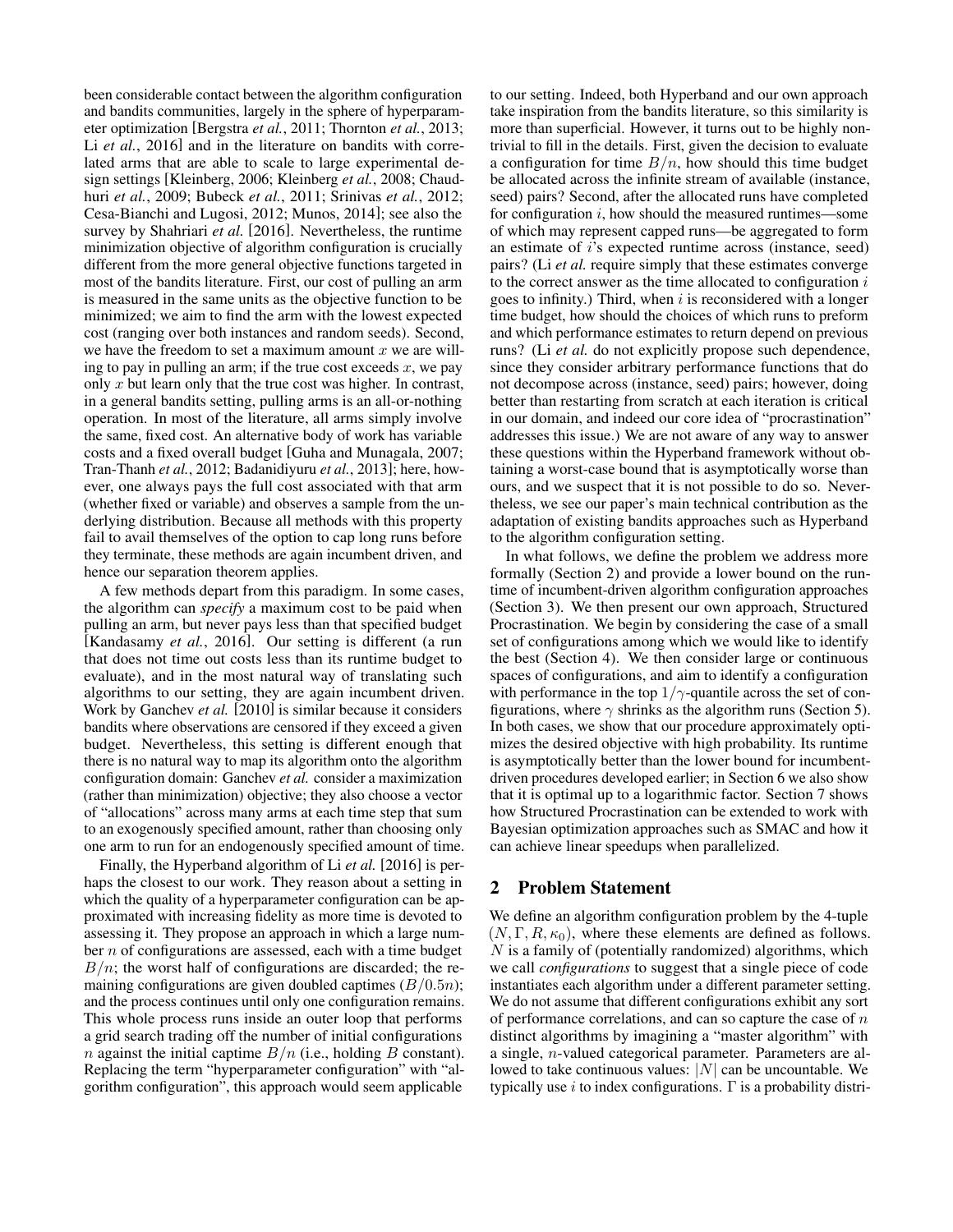been considerable contact between the algorithm configuration and bandits communities, largely in the sphere of hyperparameter optimization [Bergstra *et al.*, 2011; Thornton *et al.*, 2013; Li *et al.*, 2016] and in the literature on bandits with correlated arms that are able to scale to large experimental design settings [Kleinberg, 2006; Kleinberg *et al.*, 2008; Chaudhuri *et al.*, 2009; Bubeck *et al.*, 2011; Srinivas *et al.*, 2012; Cesa-Bianchi and Lugosi, 2012; Munos, 2014]; see also the survey by Shahriari *et al.* [2016]. Nevertheless, the runtime minimization objective of algorithm configuration is crucially different from the more general objective functions targeted in most of the bandits literature. First, our cost of pulling an arm is measured in the same units as the objective function to be minimized; we aim to find the arm with the lowest expected cost (ranging over both instances and random seeds). Second, we have the freedom to set a maximum amount $x$ we are willing to pay in pulling an arm; if the true cost exceeds $x$, we pay only $x$ but learn only that the true cost was higher. In contrast, in a general bandits setting, pulling arms is an all-or-nothing operation. In most of the literature, all arms simply involve the same, fixed cost. An alternative body of work has variable costs and a fixed overall budget [Guha and Munagala, 2007; Tran-Thanh *et al.*, 2012; Badanidiyuru *et al.*, 2013]; here, however, one always pays the full cost associated with that arm (whether fixed or variable) and observes a sample from the underlying distribution. Because all methods with this property fail to avail themselves of the option to cap long runs before they terminate, these methods are again incumbent driven, and hence our separation theorem applies.

A few methods depart from this paradigm. In some cases, the algorithm can *specify* a maximum cost to be paid when pulling an arm, but never pays less than that specified budget [Kandasamy *et al.*, 2016]. Our setting is different (a run that does not time out costs less than its runtime budget to evaluate), and in the most natural way of translating such algorithms to our setting, they are again incumbent driven. Work by Ganchev *et al.* [2010] is similar because it considers bandits where observations are censored if they exceed a given budget. Nevertheless, this setting is different enough that there is no natural way to map its algorithm onto the algorithm configuration domain: Ganchev *et al.* consider a maximization (rather than minimization) objective; they also choose a vector of "allocations" across many arms at each time step that sum to an exogenously specified amount, rather than choosing only one arm to run for an endogenously specified amount of time.

Finally, the Hyperband algorithm of Li *et al.* [2016] is perhaps the closest to our work. They reason about a setting in which the quality of a hyperparameter configuration can be approximated with increasing fidelity as more time is devoted to assessing it. They propose an approach in which a large number $n$ of configurations are assessed, each with a time budget $B/n$; the worst half of configurations are discarded; the remaining configurations are given doubled captimes ($B/0.5n$); and the process continues until only one configuration remains. This whole process runs inside an outer loop that performs a grid search trading off the number of initial configurations $n$ against the initial captime $B/n$ (i.e., holding $B$ constant). Replacing the term "hyperparameter configuration" with "algorithm configuration", this approach would seem applicable to our setting. Indeed, both Hyperband and our own approach take inspiration from the bandits literature, so this similarity is more than superficial. However, it turns out to be highly nontrivial to fill in the details. First, given the decision to evaluate a configuration for time $B/n$, how should this time budget be allocated across the infinite stream of available (instance, seed) pairs? Second, after the allocated runs have completed for configuration $i$, how should the measured runtimes—some of which may represent capped runs—be aggregated to form an estimate of $i$'s expected runtime across (instance, seed) pairs? (Li *et al.* require simply that these estimates converge to the correct answer as the time allocated to configuration $i$ goes to infinity.) Third, when $i$ is reconsidered with a longer time budget, how should the choices of which runs to preform and which performance estimates to return depend on previous runs? (Li *et al.* do not explicitly propose such dependence, since they consider arbitrary performance functions that do not decompose across (instance, seed) pairs; however, doing better than restarting from scratch at each iteration is critical in our domain, and indeed our core idea of "procrastination" addresses this issue.) We are not aware of any way to answer these questions within the Hyperband framework without obtaining a worst-case bound that is asymptotically worse than ours, and we suspect that it is not possible to do so. Nevertheless, we see our paper's main technical contribution as the adaptation of existing bandits approaches such as Hyperband to the algorithm configuration setting.

In what follows, we define the problem we address more formally (Section 2) and provide a lower bound on the runtime of incumbent-driven algorithm configuration approaches (Section 3). We then present our own approach, Structured Procrastination. We begin by considering the case of a small set of configurations among which we would like to identify the best (Section 4). We then consider large or continuous spaces of configurations, and aim to identify a configuration with performance in the top $1/\gamma$-quantile across the set of configurations, where $\gamma$ shrinks as the algorithm runs (Section 5). In both cases, we show that our procedure approximately optimizes the desired objective with high probability. Its runtime is asymptotically better than the lower bound for incumbent-driven procedures developed earlier; in Section 6 we also show that it is optimal up to a logarithmic factor. Section 7 shows how Structured Procrastination can be extended to work with Bayesian optimization approaches such as SMAC and how it can achieve linear speedups when parallelized.

## 2 Problem Statement

We define an algorithm configuration problem by the 4-tuple $(N, \Gamma, R, \kappa_0)$, where these elements are defined as follows. $N$ is a family of (potentially randomized) algorithms, which we call *configurations* to suggest that a single piece of code instantiates each algorithm under a different parameter setting. We do not assume that different configurations exhibit any sort of performance correlations, and can so capture the case of $n$ distinct algorithms by imagining a "master algorithm" with a single, $n$-valued categorical parameter. Parameters are allowed to take continuous values: $|N|$ can be uncountable. We typically use $i$ to index configurations. $\Gamma$ is a probability distri-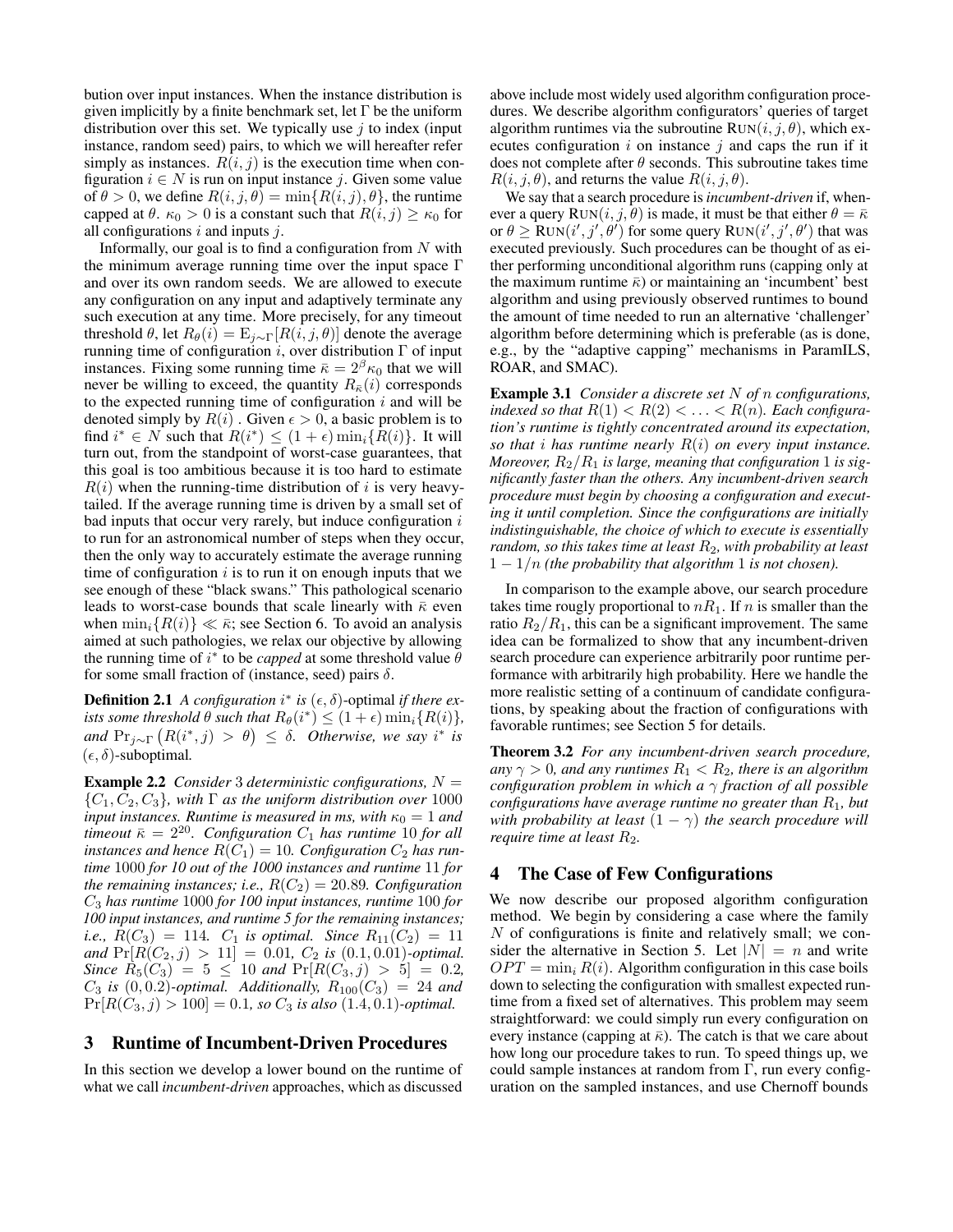bution over input instances. When the instance distribution is given implicitly by a finite benchmark set, let $\Gamma$ be the uniform distribution over this set. We typically use $j$ to index (input instance, random seed) pairs, to which we will hereafter refer simply as instances. $R(i, j)$ is the execution time when configuration $i \in N$ is run on input instance $j$. Given some value of $\theta > 0$, we define $R(i, j, \theta) = \min\{R(i, j), \theta\}$, the runtime capped at $\theta$. $\kappa_0 > 0$ is a constant such that $R(i, j) \geq \kappa_0$ for all configurations $i$ and inputs $j$.

Informally, our goal is to find a configuration from $N$ with the minimum average running time over the input space $\Gamma$ and over its own random seeds. We are allowed to execute any configuration on any input and adaptively terminate any such execution at any time. More precisely, for any timeout threshold $\theta$, let $R_\theta(i) = \mathrm{E}_{j\sim\Gamma}[R(i, j, \theta)]$ denote the average running time of configuration $i$, over distribution $\Gamma$ of input instances. Fixing some running time $\bar{\kappa} = 2^\beta \kappa_0$ that we will never be willing to exceed, the quantity $R_{\bar{\kappa}}(i)$ corresponds to the expected running time of configuration $i$ and will be denoted simply by $R(i)$. Given $\epsilon > 0$, a basic problem is to find $i^* \in N$ such that $R(i^*) \leq (1 + \epsilon) \min_i\{R(i)\}$. It will turn out, from the standpoint of worst-case guarantees, that this goal is too ambitious because it is too hard to estimate $R(i)$ when the running-time distribution of $i$ is very heavy-tailed. If the average running time is driven by a small set of bad inputs that occur very rarely, but induce configuration $i$ to run for an astronomical number of steps when they occur, then the only way to accurately estimate the average running time of configuration $i$ is to run it on enough inputs that we see enough of these "black swans." This pathological scenario leads to worst-case bounds that scale linearly with $\bar{\kappa}$ even when $\min_i\{R(i)\} \ll \bar{\kappa}$; see Section 6. To avoid an analysis aimed at such pathologies, we relax our objective by allowing the running time of $i^*$ to be *capped* at some threshold value $\theta$ for some small fraction of (instance, seed) pairs $\delta$.

**Definition 2.1** *A configuration $i^*$ is $(\epsilon, \delta)$-optimal if there exists some threshold $\theta$ such that $R_\theta(i^*) \leq (1 + \epsilon) \min_i\{R(i)\}$, and $\Pr_{j\sim\Gamma}\left(R(i^*, j) > \theta\right) \leq \delta$. Otherwise, we say $i^*$ is $(\epsilon, \delta)$-suboptimal.*

**Example 2.2** *Consider 3 deterministic configurations, $N = \{C_1, C_2, C_3\}$, with $\Gamma$ as the uniform distribution over 1000 input instances. Runtime is measured in ms, with $\kappa_0 = 1$ and timeout $\bar{\kappa} = 2^{20}$. Configuration $C_1$ has runtime 10 for all instances and hence $R(C_1) = 10$. Configuration $C_2$ has runtime 1000 for 10 out of the 1000 instances and runtime 11 for the remaining instances; i.e., $R(C_2) = 20.89$. Configuration $C_3$ has runtime 1000 for 100 input instances, runtime 100 for 100 input instances, and runtime 5 for the remaining instances; i.e., $R(C_3) = 114$. $C_1$ is optimal. Since $R_{11}(C_2) = 11$ and $\Pr[R(C_2, j) > 11] = 0.01$, $C_2$ is $(0.1, 0.01)$-optimal. Since $R_5(C_3) = 5 \leq 10$ and $\Pr[R(C_3, j) > 5] = 0.2$, $C_3$ is $(0, 0.2)$-optimal. Additionally, $R_{100}(C_3) = 24$ and $\Pr[R(C_3, j) > 100] = 0.1$, so $C_3$ is also $(1.4, 0.1)$-optimal.*

## 3 Runtime of Incumbent-Driven Procedures

In this section we develop a lower bound on the runtime of what we call *incumbent-driven* approaches, which as discussed above include most widely used algorithm configuration procedures. We describe algorithm configurators' queries of target algorithm runtimes via the subroutine $\textsc{Run}(i, j, \theta)$, which executes configuration $i$ on instance $j$ and caps the run if it does not complete after $\theta$ seconds. This subroutine takes time $R(i, j, \theta)$, and returns the value $R(i, j, \theta)$.

We say that a search procedure is *incumbent-driven* if, whenever a query $\textsc{Run}(i, j, \theta)$ is made, it must be that either $\theta = \bar{\kappa}$ or $\theta \geq \textsc{Run}(i', j', \theta')$ for some query $\textsc{Run}(i', j', \theta')$ that was executed previously. Such procedures can be thought of as either performing unconditional algorithm runs (capping only at the maximum runtime $\bar{\kappa}$) or maintaining an 'incumbent' best algorithm and using previously observed runtimes to bound the amount of time needed to run an alternative 'challenger' algorithm before determining which is preferable (as is done, e.g., by the "adaptive capping" mechanisms in ParamILS, ROAR, and SMAC).

**Example 3.1** *Consider a discrete set $N$ of $n$ configurations, indexed so that $R(1) < R(2) < \ldots < R(n)$. Each configuration's runtime is tightly concentrated around its expectation, so that $i$ has runtime nearly $R(i)$ on every input instance. Moreover, $R_2/R_1$ is large, meaning that configuration 1 is significantly faster than the others. Any incumbent-driven search procedure must begin by choosing a configuration and executing it until completion. Since the configurations are initially indistinguishable, the choice of which to execute is essentially random, so this takes time at least $R_2$, with probability at least $1 - 1/n$ (the probability that algorithm 1 is not chosen).*

In comparison to the example above, our search procedure takes time roughly proportional to $nR_1$. If $n$ is smaller than the ratio $R_2/R_1$, this can be a significant improvement. The same idea can be formalized to show that any incumbent-driven search procedure can experience arbitrarily poor runtime performance with arbitrarily high probability. Here we handle the more realistic setting of a continuum of candidate configurations, by speaking about the fraction of configurations with favorable runtimes; see Section 5 for details.

**Theorem 3.2** *For any incumbent-driven search procedure, any $\gamma > 0$, and any runtimes $R_1 < R_2$, there is an algorithm configuration problem in which a $\gamma$ fraction of all possible configurations have average runtime no greater than $R_1$, but with probability at least $(1 - \gamma)$ the search procedure will require time at least $R_2$.*

## 4 The Case of Few Configurations

We now describe our proposed algorithm configuration method. We begin by considering a case where the family $N$ of configurations is finite and relatively small; we consider the alternative in Section 5. Let $|N| = n$ and write $OPT = \min_i R(i)$. Algorithm configuration in this case boils down to selecting the configuration with smallest expected runtime from a fixed set of alternatives. This problem may seem straightforward: we could simply run every configuration on every instance (capping at $\bar{\kappa}$). The catch is that we care about how long our procedure takes to run. To speed things up, we could sample instances at random from $\Gamma$, run every configuration on the sampled instances, and use Chernoff bounds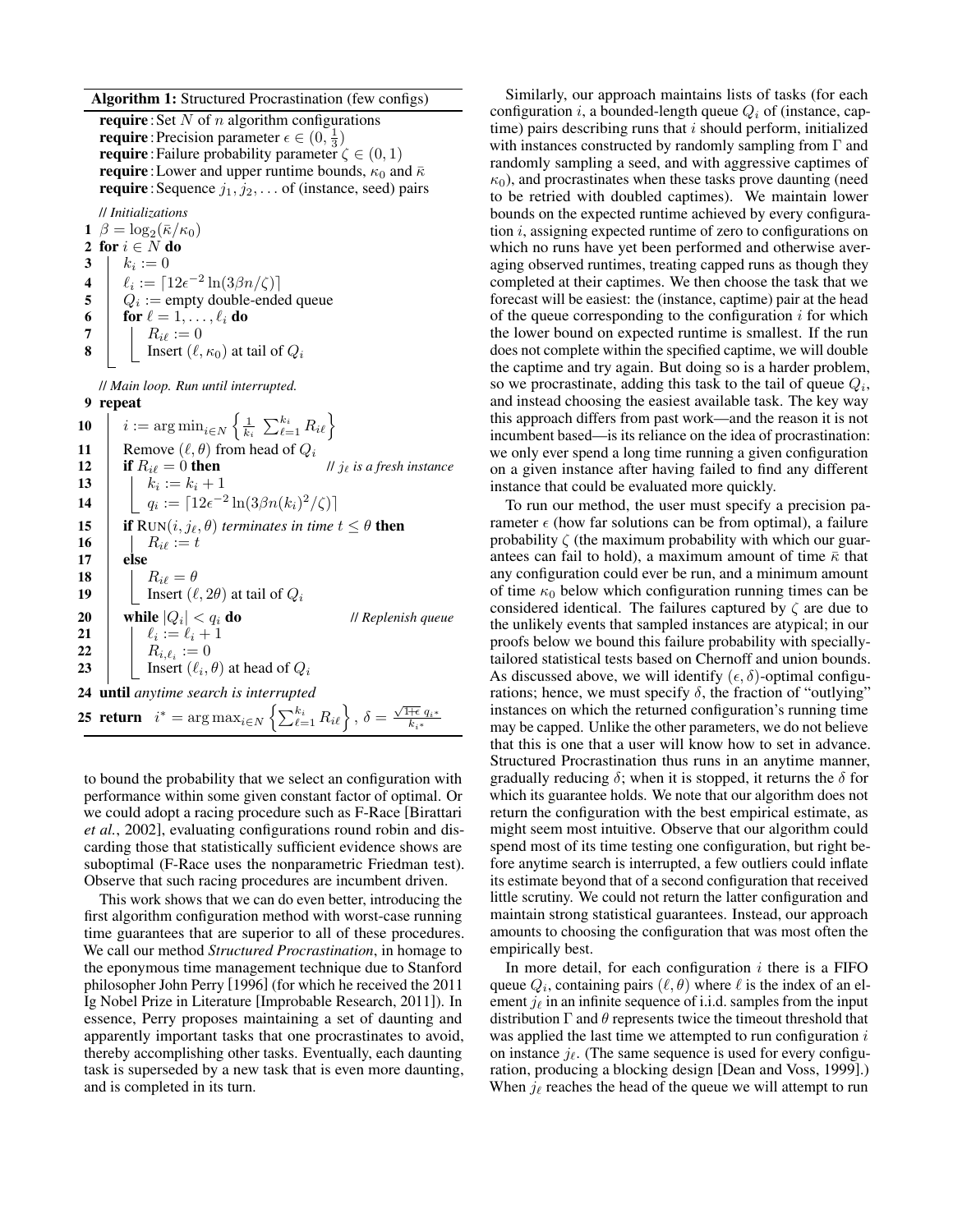**Algorithm 1:** Structured Procrastination (few configs)

```
require : Set N of n algorithm configurations
require : Precision parameter ε ∈ (0, 1/3)
require : Failure probability parameter ζ ∈ (0, 1)
require : Lower and upper runtime bounds, κ_0 and κ̄
require : Sequence j_1, j_2, ... of (instance, seed) pairs

// Initializations
1  β = log_2(κ̄/κ_0)
2  for i ∈ N do
3      k_i := 0
4      ℓ_i := ⌈12ε^{-2} ln(3βn/ζ)⌉
5      Q_i := empty double-ended queue
6      for ℓ = 1, ..., ℓ_i do
7          R_{iℓ} := 0
8          Insert (ℓ, κ_0) at tail of Q_i

// Main loop. Run until interrupted.
9  repeat
10     i := argmin_{i∈N} { (1/k_i) Σ_{ℓ=1}^{k_i} R_{iℓ} }
11     Remove (ℓ, θ) from head of Q_i
12     if R_{iℓ} = 0 then                         // j_ℓ is a fresh instance
13         k_i := k_i + 1
14         q_i := ⌈12ε^{-2} ln(3βn(k_i)^2/ζ)⌉
15     if RUN(i, j_ℓ, θ) terminates in time t ≤ θ then
16         R_{iℓ} := t
17     else
18         R_{iℓ} = θ
19         Insert (ℓ, 2θ) at tail of Q_i
20     while |Q_i| < q_i do                       // Replenish queue
21         ℓ_i := ℓ_i + 1
22         R_{i,ℓ_i} := 0
23         Insert (ℓ_i, θ) at head of Q_i
24 until anytime search is interrupted
25 return  i* = argmax_{i∈N} { Σ_{ℓ=1}^{k_i} R_{iℓ} },  δ = √(1+ε) q_{i*} / k_{i*}
```

to bound the probability that we select an configuration with performance within some given constant factor of optimal. Or we could adopt a racing procedure such as F-Race [Birattari *et al.*, 2002], evaluating configurations round robin and discarding those that statistically sufficient evidence shows are suboptimal (F-Race uses the nonparametric Friedman test). Observe that such racing procedures are incumbent driven.

This work shows that we can do even better, introducing the first algorithm configuration method with worst-case running time guarantees that are superior to all of these procedures. We call our method *Structured Procrastination*, in homage to the eponymous time management technique due to Stanford philosopher John Perry [1996] (for which he received the 2011 Ig Nobel Prize in Literature [Improbable Research, 2011]). In essence, Perry proposes maintaining a set of daunting and apparently important tasks that one procrastinates to avoid, thereby accomplishing other tasks. Eventually, each daunting task is superseded by a new task that is even more daunting, and is completed in its turn.

Similarly, our approach maintains lists of tasks (for each configuration $i$, a bounded-length queue $Q_i$ of (instance, captime) pairs describing runs that $i$ should perform, initialized with instances constructed by randomly sampling from $\Gamma$ and randomly sampling a seed, and with aggressive captimes of $\kappa_0$), and procrastinates when these tasks prove daunting (need to be retried with doubled captimes). We maintain lower bounds on the expected runtime achieved by every configuration $i$, assigning expected runtime of zero to configurations on which no runs have yet been performed and otherwise averaging observed runtimes, treating capped runs as though they completed at their captimes. We then choose the task that we forecast will be easiest: the (instance, captime) pair at the head of the queue corresponding to the configuration $i$ for which the lower bound on expected runtime is smallest. If the run does not complete within the specified captime, we will double the captime and try again. But doing so is a harder problem, so we procrastinate, adding this task to the tail of queue $Q_i$, and instead choosing the easiest available task. The key way this approach differs from past work—and the reason it is not incumbent based—is its reliance on the idea of procrastination: we only ever spend a long time running a given configuration on a given instance after having failed to find any different instance that could be evaluated more quickly.

To run our method, the user must specify a precision parameter $\epsilon$ (how far solutions can be from optimal), a failure probability $\zeta$ (the maximum probability with which our guarantees can fail to hold), a maximum amount of time $\bar{\kappa}$ that any configuration could ever be run, and a minimum amount of time $\kappa_0$ below which configuration running times can be considered identical. The failures captured by $\zeta$ are due to the unlikely events that sampled instances are atypical; in our proofs below we bound this failure probability with specially-tailored statistical tests based on Chernoff and union bounds. As discussed above, we will identify $(\epsilon, \delta)$-optimal configurations; hence, we must specify $\delta$, the fraction of "outlying" instances on which the returned configuration's running time may be capped. Unlike the other parameters, we do not believe that this is one that a user will know how to set in advance. Structured Procrastination thus runs in an anytime manner, gradually reducing $\delta$; when it is stopped, it returns the $\delta$ for which its guarantee holds. We note that our algorithm does not return the configuration with the best empirical estimate, as might seem most intuitive. Observe that our algorithm could spend most of its time testing one configuration, but right before anytime search is interrupted, a few outliers could inflate its estimate beyond that of a second configuration that received little scrutiny. We could not return the latter configuration and maintain strong statistical guarantees. Instead, our approach amounts to choosing the configuration that was most often the empirically best.

In more detail, for each configuration $i$ there is a FIFO queue $Q_i$, containing pairs $(\ell, \theta)$ where $\ell$ is the index of an element $j_\ell$ in an infinite sequence of i.i.d. samples from the input distribution $\Gamma$ and $\theta$ represents twice the timeout threshold that was applied the last time we attempted to run configuration $i$ on instance $j_\ell$. (The same sequence is used for every configuration, producing a blocking design [Dean and Voss, 1999].) When $j_\ell$ reaches the head of the queue we will attempt to run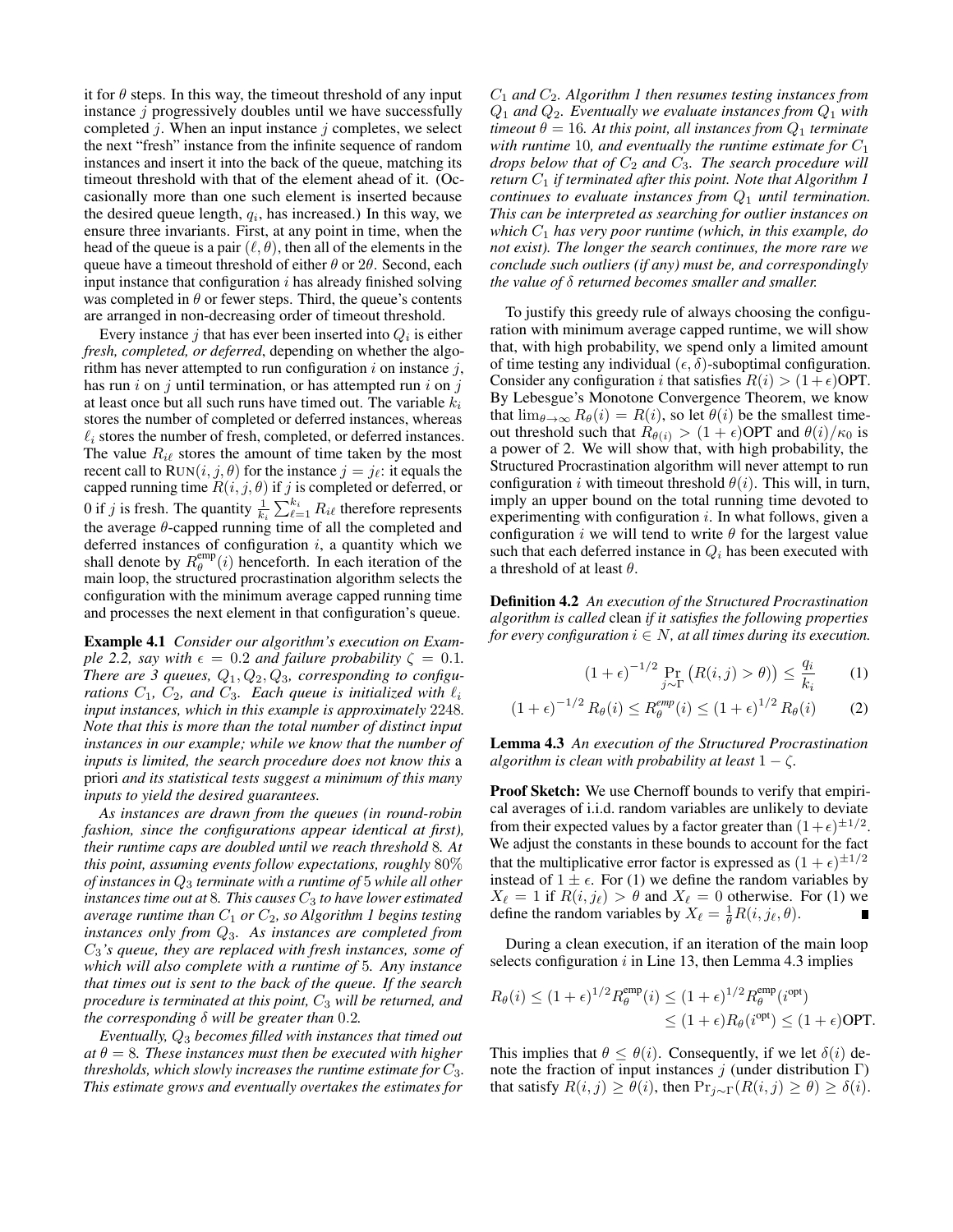it for $\theta$ steps. In this way, the timeout threshold of any input instance $j$ progressively doubles until we have successfully completed $j$. When an input instance $j$ completes, we select the next "fresh" instance from the infinite sequence of random instances and insert it into the back of the queue, matching its timeout threshold with that of the element ahead of it. (Occasionally more than one such element is inserted because the desired queue length, $q_i$, has increased.) In this way, we ensure three invariants. First, at any point in time, when the head of the queue is a pair $(\ell, \theta)$, then all of the elements in the queue have a timeout threshold of either $\theta$ or $2\theta$. Second, each input instance that configuration $i$ has already finished solving was completed in $\theta$ or fewer steps. Third, the queue's contents are arranged in non-decreasing order of timeout threshold.

Every instance $j$ that has ever been inserted into $Q_i$ is either *fresh, completed, or deferred*, depending on whether the algorithm has never attempted to run configuration $i$ on instance $j$, has run $i$ on $j$ until termination, or has attempted run $i$ on $j$ at least once but all such runs have timed out. The variable $k_i$ stores the number of completed or deferred instances, whereas $\ell_i$ stores the number of fresh, completed, or deferred instances. The value $R_{i\ell}$ stores the amount of time taken by the most recent call to $\text{RUN}(i, j, \theta)$ for the instance $j = j_\ell$: it equals the capped running time $R(i, j, \theta)$ if $j$ is completed or deferred, or 0 if $j$ is fresh. The quantity $\frac{1}{k_i} \sum_{\ell=1}^{k_i} R_{i\ell}$ therefore represents the average $\theta$-capped running time of all the completed and deferred instances of configuration $i$, a quantity which we shall denote by $R_\theta^{\text{emp}}(i)$ henceforth. In each iteration of the main loop, the structured procrastination algorithm selects the configuration with the minimum average capped running time and processes the next element in that configuration's queue.

**Example 4.1** *Consider our algorithm's execution on Example 2.2, say with $\epsilon = 0.2$ and failure probability $\zeta = 0.1$. There are 3 queues, $Q_1, Q_2, Q_3$, corresponding to configurations $C_1$, $C_2$, and $C_3$. Each queue is initialized with $\ell_i$ input instances, which in this example is approximately 2248. Note that this is more than the total number of distinct input instances in our example; while we know that the number of inputs is limited, the search procedure does not know this* a priori *and its statistical tests suggest a minimum of this many inputs to yield the desired guarantees.*

*As instances are drawn from the queues (in round-robin fashion, since the configurations appear identical at first), their runtime caps are doubled until we reach threshold 8. At this point, assuming events follow expectations, roughly 80% of instances in $Q_3$ terminate with a runtime of 5 while all other instances time out at 8. This causes $C_3$ to have lower estimated average runtime than $C_1$ or $C_2$, so Algorithm 1 begins testing instances only from $Q_3$. As instances are completed from $C_3$'s queue, they are replaced with fresh instances, some of which will also complete with a runtime of 5. Any instance that times out is sent to the back of the queue. If the search procedure is terminated at this point, $C_3$ will be returned, and the corresponding $\delta$ will be greater than 0.2.*

*Eventually, $Q_3$ becomes filled with instances that timed out at $\theta = 8$. These instances must then be executed with higher thresholds, which slowly increases the runtime estimate for $C_3$. This estimate grows and eventually overtakes the estimates for $C_1$ and $C_2$. Algorithm 1 then resumes testing instances from $Q_1$ and $Q_2$. Eventually we evaluate instances from $Q_1$ with timeout $\theta = 16$. At this point, all instances from $Q_1$ terminate with runtime 10, and eventually the runtime estimate for $C_1$ drops below that of $C_2$ and $C_3$. The search procedure will return $C_1$ if terminated after this point. Note that Algorithm 1 continues to evaluate instances from $Q_1$ until termination. This can be interpreted as searching for outlier instances on which $C_1$ has very poor runtime (which, in this example, do not exist). The longer the search continues, the more rare we conclude such outliers (if any) must be, and correspondingly the value of $\delta$ returned becomes smaller and smaller.*

To justify this greedy rule of always choosing the configuration with minimum average capped runtime, we will show that, with high probability, we spend only a limited amount of time testing any individual $(\epsilon, \delta)$-suboptimal configuration. Consider any configuration $i$ that satisfies $R(i) > (1+\epsilon)\text{OPT}$. By Lebesgue's Monotone Convergence Theorem, we know that $\lim_{\theta \to \infty} R_\theta(i) = R(i)$, so let $\theta(i)$ be the smallest timeout threshold such that $R_{\theta(i)} > (1+\epsilon)\text{OPT}$ and $\theta(i)/\kappa_0$ is a power of 2. We will show that, with high probability, the Structured Procrastination algorithm will never attempt to run configuration $i$ with timeout threshold $\theta(i)$. This will, in turn, imply an upper bound on the total running time devoted to experimenting with configuration $i$. In what follows, given a configuration $i$ we will tend to write $\theta$ for the largest value such that each deferred instance in $Q_i$ has been executed with a threshold of at least $\theta$.

**Definition 4.2** *An execution of the Structured Procrastination algorithm is called* clean *if it satisfies the following properties for every configuration $i \in N$, at all times during its execution.*

$$(1+\epsilon)^{-1/2} \Pr_{j \sim \Gamma}\left(R(i,j) > \theta\right) \leq \frac{q_i}{k_i} \tag{1}$$

$$(1+\epsilon)^{-1/2} R_\theta(i) \leq R_\theta^{emp}(i) \leq (1+\epsilon)^{1/2} R_\theta(i) \tag{2}$$

**Lemma 4.3** *An execution of the Structured Procrastination algorithm is clean with probability at least $1 - \zeta$.*

**Proof Sketch:** We use Chernoff bounds to verify that empirical averages of i.i.d. random variables are unlikely to deviate from their expected values by a factor greater than $(1+\epsilon)^{\pm 1/2}$. We adjust the constants in these bounds to account for the fact that the multiplicative error factor is expressed as $(1+\epsilon)^{\pm 1/2}$ instead of $1 \pm \epsilon$. For (1) we define the random variables by $X_\ell = 1$ if $R(i, j_\ell) > \theta$ and $X_\ell = 0$ otherwise. For (1) we define the random variables by $X_\ell = \frac{1}{\theta} R(i, j_\ell, \theta)$. ∎

During a clean execution, if an iteration of the main loop selects configuration $i$ in Line 13, then Lemma 4.3 implies

$$\begin{aligned} R_\theta(i) \leq (1+\epsilon)^{1/2} R_\theta^{\text{emp}}(i) &\leq (1+\epsilon)^{1/2} R_\theta^{\text{emp}}(i^{\text{opt}}) \\ &\leq (1+\epsilon) R_\theta(i^{\text{opt}}) \leq (1+\epsilon)\text{OPT}. \end{aligned}$$

This implies that $\theta \leq \theta(i)$. Consequently, if we let $\delta(i)$ denote the fraction of input instances $j$ (under distribution $\Gamma$) that satisfy $R(i,j) \geq \theta(i)$, then $\Pr_{j \sim \Gamma}(R(i,j) \geq \theta) \geq \delta(i)$.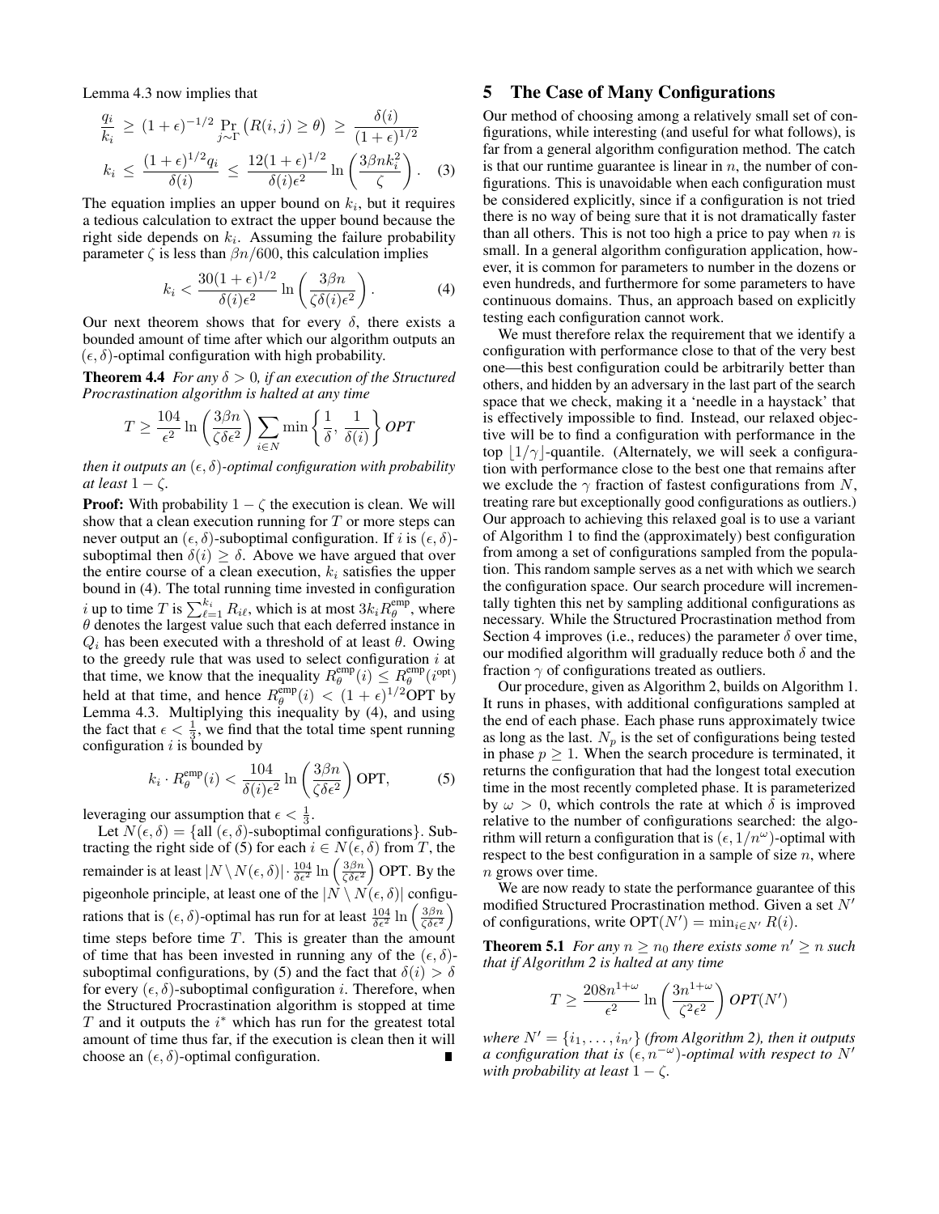Lemma 4.3 now implies that

$$\frac{q_i}{k_i} \geq (1+\epsilon)^{-1/2} \Pr_{j \sim \Gamma}\left(R(i,j) \geq \theta\right) \geq \frac{\delta(i)}{(1+\epsilon)^{1/2}}$$

$$k_i \leq \frac{(1+\epsilon)^{1/2} q_i}{\delta(i)} \leq \frac{12(1+\epsilon)^{1/2}}{\delta(i)\epsilon^2} \ln\left(\frac{3\beta n k_i^2}{\zeta}\right). \quad (3)$$

The equation implies an upper bound on $k_i$, but it requires a tedious calculation to extract the upper bound because the right side depends on $k_i$. Assuming the failure probability parameter $\zeta$ is less than $\beta n/600$, this calculation implies

$$k_i < \frac{30(1+\epsilon)^{1/2}}{\delta(i)\epsilon^2} \ln\left(\frac{3\beta n}{\zeta \delta(i) \epsilon^2}\right). \quad (4)$$

Our next theorem shows that for every $\delta$, there exists a bounded amount of time after which our algorithm outputs an $(\epsilon, \delta)$-optimal configuration with high probability.

**Theorem 4.4** *For any $\delta > 0$, if an execution of the Structured Procrastination algorithm is halted at any time*

$$T \geq \frac{104}{\epsilon^2} \ln\left(\frac{3\beta n}{\zeta \delta \epsilon^2}\right) \sum_{i \in N} \min\left\{\frac{1}{\delta}, \frac{1}{\delta(i)}\right\} \textit{OPT}$$

*then it outputs an $(\epsilon, \delta)$-optimal configuration with probability at least $1 - \zeta$.*

**Proof:** With probability $1 - \zeta$ the execution is clean. We will show that a clean execution running for $T$ or more steps can never output an $(\epsilon, \delta)$-suboptimal configuration. If $i$ is $(\epsilon, \delta)$-suboptimal then $\delta(i) \geq \delta$. Above we have argued that over the entire course of a clean execution, $k_i$ satisfies the upper bound in (4). The total running time invested in configuration $i$ up to time $T$ is $\sum_{\ell=1}^{k_i} R_{i\ell}$, which is at most $3k_i R_\theta^{\text{emp}}$, where $\theta$ denotes the largest value such that each deferred instance in $Q_i$ has been executed with a threshold of at least $\theta$. Owing to the greedy rule that was used to select configuration $i$ at that time, we know that the inequality $R_\theta^{\text{emp}}(i) \leq R_\theta^{\text{emp}}(i^{\text{opt}})$ held at that time, and hence $R_\theta^{\text{emp}}(i) < (1+\epsilon)^{1/2}\text{OPT}$ by Lemma 4.3. Multiplying this inequality by (4), and using the fact that $\epsilon < \frac{1}{3}$, we find that the total time spent running configuration $i$ is bounded by

$$k_i \cdot R_\theta^{\text{emp}}(i) < \frac{104}{\delta(i)\epsilon^2} \ln\left(\frac{3\beta n}{\zeta \delta \epsilon^2}\right) \text{OPT}, \quad (5)$$

leveraging our assumption that $\epsilon < \frac{1}{3}$.

Let $N(\epsilon, \delta) = \{\text{all } (\epsilon, \delta)\text{-suboptimal configurations}\}$. Subtracting the right side of (5) for each $i \in N(\epsilon, \delta)$ from $T$, the remainder is at least $|N \setminus N(\epsilon, \delta)| \cdot \frac{104}{\delta\epsilon^2} \ln\left(\frac{3\beta n}{\zeta\delta\epsilon^2}\right)$ OPT. By the pigeonhole principle, at least one of the $|N \setminus N(\epsilon, \delta)|$ configurations that is $(\epsilon, \delta)$-optimal has run for at least $\frac{104}{\delta\epsilon^2} \ln\left(\frac{3\beta n}{\zeta\delta\epsilon^2}\right)$ time steps before time $T$. This is greater than the amount of time that has been invested in running any of the $(\epsilon, \delta)$-suboptimal configurations, by (5) and the fact that $\delta(i) > \delta$ for every $(\epsilon, \delta)$-suboptimal configuration $i$. Therefore, when the Structured Procrastination algorithm is stopped at time $T$ and it outputs the $i^*$ which has run for the greatest total amount of time thus far, if the execution is clean then it will choose an $(\epsilon, \delta)$-optimal configuration. ■

# 5 The Case of Many Configurations

Our method of choosing among a relatively small set of configurations, while interesting (and useful for what follows), is far from a general algorithm configuration method. The catch is that our runtime guarantee is linear in $n$, the number of configurations. This is unavoidable when each configuration must be considered explicitly, since if a configuration is not tried there is no way of being sure that it is not dramatically faster than all others. This is not too high a price to pay when $n$ is small. In a general algorithm configuration application, however, it is common for parameters to number in the dozens or even hundreds, and furthermore for some parameters to have continuous domains. Thus, an approach based on explicitly testing each configuration cannot work.

We must therefore relax the requirement that we identify a configuration with performance close to that of the very best one—this best configuration could be arbitrarily better than others, and hidden by an adversary in the last part of the search space that we check, making it a 'needle in a haystack' that is effectively impossible to find. Instead, our relaxed objective will be to find a configuration with performance in the top $\lfloor 1/\gamma \rfloor$-quantile. (Alternately, we will seek a configuration with performance close to the best one that remains after we exclude the $\gamma$ fraction of fastest configurations from $N$, treating rare but exceptionally good configurations as outliers.) Our approach to achieving this relaxed goal is to use a variant of Algorithm 1 to find the (approximately) best configuration from among a set of configurations sampled from the population. This random sample serves as a net with which we search the configuration space. Our search procedure will incrementally tighten this net by sampling additional configurations as necessary. While the Structured Procrastination method from Section 4 improves (i.e., reduces) the parameter $\delta$ over time, our modified algorithm will gradually reduce both $\delta$ and the fraction $\gamma$ of configurations treated as outliers.

Our procedure, given as Algorithm 2, builds on Algorithm 1. It runs in phases, with additional configurations sampled at the end of each phase. Each phase runs approximately twice as long as the last. $N_p$ is the set of configurations being tested in phase $p \geq 1$. When the search procedure is terminated, it returns the configuration that had the longest total execution time in the most recently completed phase. It is parameterized by $\omega > 0$, which controls the rate at which $\delta$ is improved relative to the number of configurations searched: the algorithm will return a configuration that is $(\epsilon, 1/n^\omega)$-optimal with respect to the best configuration in a sample of size $n$, where $n$ grows over time.

We are now ready to state the performance guarantee of this modified Structured Procrastination method. Given a set $N'$ of configurations, write $\text{OPT}(N') = \min_{i \in N'} R(i)$.

**Theorem 5.1** *For any $n \geq n_0$ there exists some $n' \geq n$ such that if Algorithm 2 is halted at any time*

$$T \geq \frac{208 n^{1+\omega}}{\epsilon^2} \ln\left(\frac{3n^{1+\omega}}{\zeta^2 \epsilon^2}\right) \textit{OPT}(N')$$

*where $N' = \{i_1, \ldots, i_{n'}\}$ (from Algorithm 2), then it outputs a configuration that is $(\epsilon, n^{-\omega})$-optimal with respect to $N'$ with probability at least $1 - \zeta$.*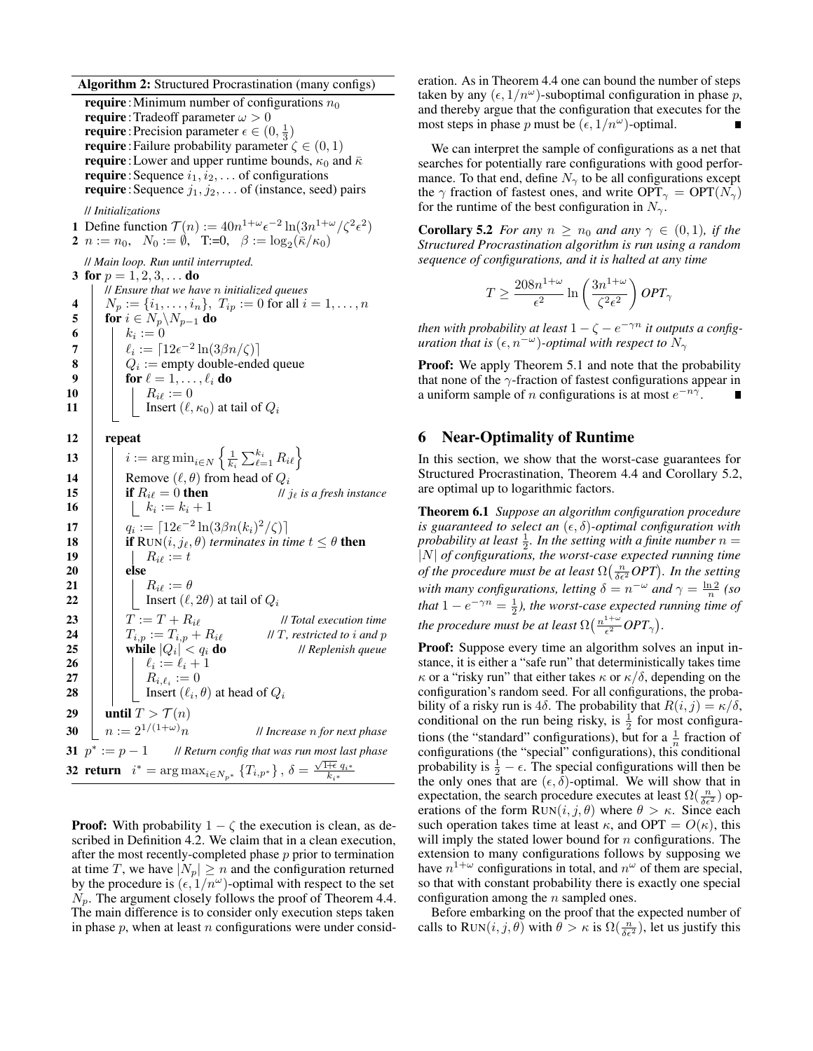**Algorithm 2:** Structured Procrastination (many configs)

```
require : Minimum number of configurations n_0
require : Tradeoff parameter ω > 0
require : Precision parameter ε ∈ (0, 1/3)
require : Failure probability parameter ζ ∈ (0, 1)
require : Lower and upper runtime bounds, κ_0 and κ̄
require : Sequence i_1, i_2, ... of configurations
require : Sequence j_1, j_2, ... of (instance, seed) pairs

// Initializations
1  Define function T(n) := 40 n^{1+ω} ε^{-2} ln(3 n^{1+ω} / ζ^2 ε^2)
2  n := n_0,  N_0 := ∅,  T:=0,  β := log_2(κ̄/κ_0)

// Main loop. Run until interrupted.
3  for p = 1, 2, 3, ... do
       // Ensure that we have n initialized queues
4      N_p := {i_1, ..., i_n},  T_ip := 0 for all i = 1, ..., n
5      for i ∈ N_p \ N_{p-1} do
6          k_i := 0
7          ℓ_i := ⌈12 ε^{-2} ln(3βn/ζ)⌉
8          Q_i := empty double-ended queue
9          for ℓ = 1, ..., ℓ_i do
10             R_iℓ := 0
11             Insert (ℓ, κ_0) at tail of Q_i

12     repeat
13         i := argmin_{i∈N} { (1/k_i) Σ_{ℓ=1}^{k_i} R_iℓ }
14         Remove (ℓ, θ) from head of Q_i
15         if R_iℓ = 0 then                          // j_ℓ is a fresh instance
16             k_i := k_i + 1
17         q_i := ⌈12 ε^{-2} ln(3βn(k_i)^2/ζ)⌉
18         if RUN(i, j_ℓ, θ) terminates in time t ≤ θ then
19             R_iℓ := t
20         else
21             R_iℓ := θ
22             Insert (ℓ, 2θ) at tail of Q_i
23         T := T + R_iℓ                              // Total execution time
24         T_{i,p} := T_{i,p} + R_iℓ                  // T, restricted to i and p
25         while |Q_i| < q_i do                       // Replenish queue
26             ℓ_i := ℓ_i + 1
27             R_{i,ℓ_i} := 0
28             Insert (ℓ_i, θ) at head of Q_i
29     until T > T(n)
30     n := 2^{1/(1+ω)} n                             // Increase n for next phase
31 p* := p − 1        // Return config that was run most last phase
32 return  i* = argmax_{i∈N_{p*}} {T_{i,p*}},  δ = sqrt(1+ε) q_{i*} / k_{i*}
```

**Proof:** With probability $1-\zeta$ the execution is clean, as described in Definition 4.2. We claim that in a clean execution, after the most recently-completed phase $p$ prior to termination at time $T$, we have $|N_p| \geq n$ and the configuration returned by the procedure is $(\epsilon, 1/n^{\omega})$-optimal with respect to the set $N_p$. The argument closely follows the proof of Theorem 4.4. The main difference is to consider only execution steps taken in phase $p$, when at least $n$ configurations were under consideration. As in Theorem 4.4 one can bound the number of steps taken by any $(\epsilon, 1/n^{\omega})$-suboptimal configuration in phase $p$, and thereby argue that the configuration that executes for the most steps in phase $p$ must be $(\epsilon, 1/n^{\omega})$-optimal. ∎

We can interpret the sample of configurations as a net that searches for potentially rare configurations with good performance. To that end, define $N_\gamma$ to be all configurations except the $\gamma$ fraction of fastest ones, and write $\mathrm{OPT}_\gamma = \mathrm{OPT}(N_\gamma)$ for the runtime of the best configuration in $N_\gamma$.

**Corollary 5.2** *For any $n \geq n_0$ and any $\gamma \in (0,1)$, if the Structured Procrastination algorithm is run using a random sequence of configurations, and it is halted at any time*

$$T \geq \frac{208 n^{1+\omega}}{\epsilon^2} \ln\left(\frac{3n^{1+\omega}}{\zeta^2\epsilon^2}\right) \mathit{OPT}_\gamma$$

*then with probability at least $1-\zeta-e^{-\gamma n}$ it outputs a configuration that is $(\epsilon, n^{-\omega})$-optimal with respect to $N_\gamma$*

**Proof:** We apply Theorem 5.1 and note that the probability that none of the $\gamma$-fraction of fastest configurations appear in a uniform sample of $n$ configurations is at most $e^{-n\gamma}$. ∎

## 6 Near-Optimality of Runtime

In this section, we show that the worst-case guarantees for Structured Procrastination, Theorem 4.4 and Corollary 5.2, are optimal up to logarithmic factors.

**Theorem 6.1** *Suppose an algorithm configuration procedure is guaranteed to select an $(\epsilon,\delta)$-optimal configuration with probability at least $\frac{1}{2}$. In the setting with a finite number $n = |N|$ of configurations, the worst-case expected running time of the procedure must be at least $\Omega\big(\frac{n}{\delta\epsilon^2}\mathit{OPT}\big)$. In the setting with many configurations, letting $\delta = n^{-\omega}$ and $\gamma = \frac{\ln 2}{n}$ (so that $1-e^{-\gamma n} = \frac{1}{2}$), the worst-case expected running time of the procedure must be at least $\Omega\big(\frac{n^{1+\omega}}{\epsilon^2}\mathit{OPT}_\gamma\big)$.*

**Proof:** Suppose every time an algorithm solves an input instance, it is either a "safe run" that deterministically takes time $\kappa$ or a "risky run" that either takes $\kappa$ or $\kappa/\delta$, depending on the configuration's random seed. For all configurations, the probability of a risky run is $4\delta$. The probability that $R(i,j) = \kappa/\delta$, conditional on the run being risky, is $\frac{1}{2}$ for most configurations (the "standard" configurations), but for a $\frac{1}{n}$ fraction of configurations (the "special" configurations), this conditional probability is $\frac{1}{2}-\epsilon$. The special configurations will then be the only ones that are $(\epsilon,\delta)$-optimal. We will show that in expectation, the search procedure executes at least $\Omega(\frac{n}{\delta\epsilon^2})$ operations of the form $\mathrm{RUN}(i,j,\theta)$ where $\theta > \kappa$. Since each such operation takes time at least $\kappa$, and $\mathrm{OPT} = O(\kappa)$, this will imply the stated lower bound for $n$ configurations. The extension to many configurations follows by supposing we have $n^{1+\omega}$ configurations in total, and $n^{\omega}$ of them are special, so that with constant probability there is exactly one special configuration among the $n$ sampled ones.

Before embarking on the proof that the expected number of calls to $\mathrm{RUN}(i,j,\theta)$ with $\theta > \kappa$ is $\Omega(\frac{n}{\delta\epsilon^2})$, let us justify this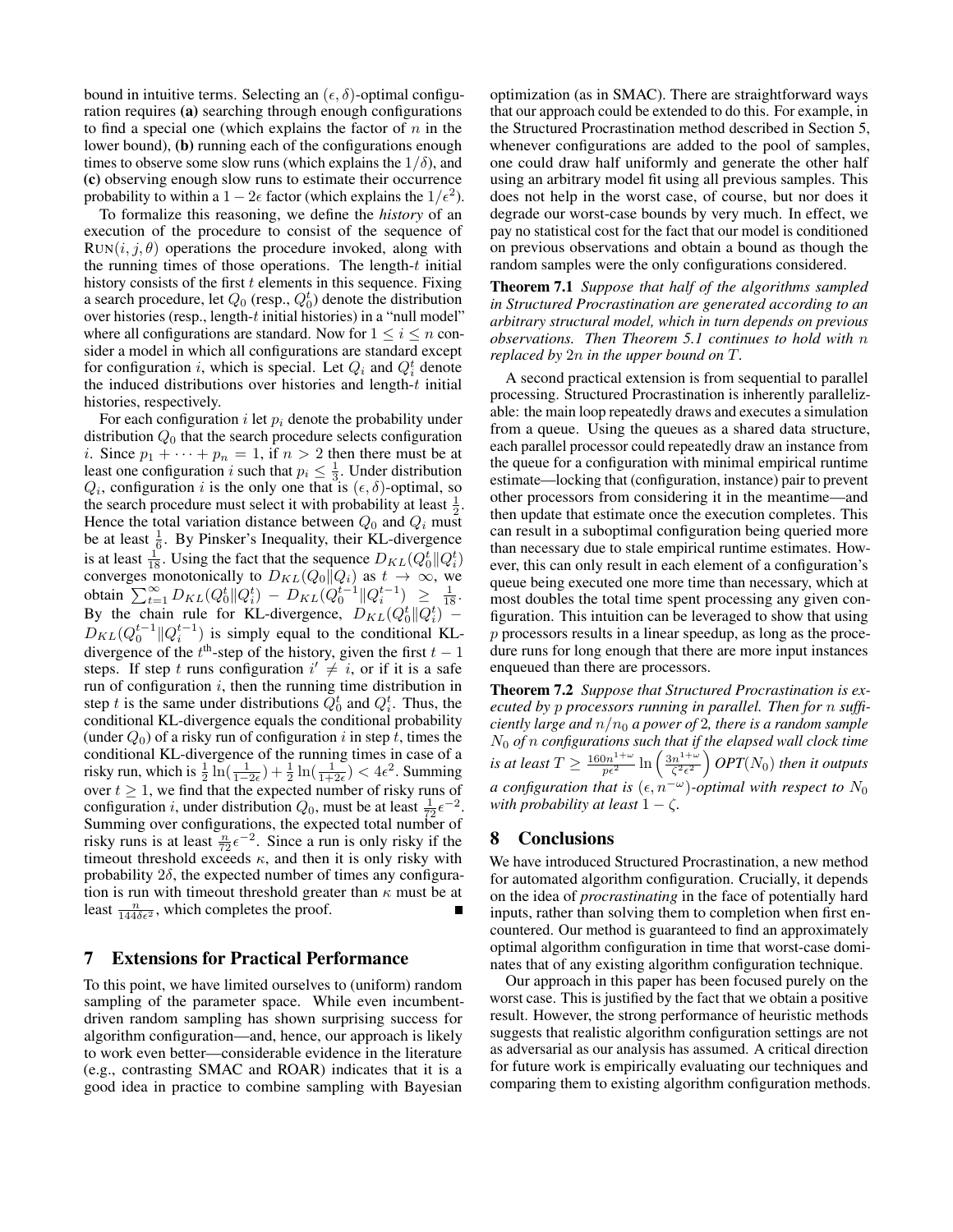bound in intuitive terms. Selecting an $(\epsilon, \delta)$-optimal configuration requires **(a)** searching through enough configurations to find a special one (which explains the factor of $n$ in the lower bound), **(b)** running each of the configurations enough times to observe some slow runs (which explains the $1/\delta$), and **(c)** observing enough slow runs to estimate their occurrence probability to within a $1-2\epsilon$ factor (which explains the $1/\epsilon^2$).

To formalize this reasoning, we define the *history* of an execution of the procedure to consist of the sequence of $\text{RUN}(i, j, \theta)$ operations the procedure invoked, along with the running times of those operations. The length-$t$ initial history consists of the first $t$ elements in this sequence. Fixing a search procedure, let $Q_0$ (resp., $Q_0^t$) denote the distribution over histories (resp., length-$t$ initial histories) in a "null model" where all configurations are standard. Now for $1 \leq i \leq n$ consider a model in which all configurations are standard except for configuration $i$, which is special. Let $Q_i$ and $Q_i^t$ denote the induced distributions over histories and length-$t$ initial histories, respectively.

For each configuration $i$ let $p_i$ denote the probability under distribution $Q_0$ that the search procedure selects configuration $i$. Since $p_1 + \cdots + p_n = 1$, if $n > 2$ then there must be at least one configuration $i$ such that $p_i \leq \frac{1}{3}$. Under distribution $Q_i$, configuration $i$ is the only one that is $(\epsilon, \delta)$-optimal, so the search procedure must select it with probability at least $\frac{1}{2}$. Hence the total variation distance between $Q_0$ and $Q_i$ must be at least $\frac{1}{6}$. By Pinsker's Inequality, their KL-divergence is at least $\frac{1}{18}$. Using the fact that the sequence $D_{KL}(Q_0^t \| Q_i^t)$ converges monotonically to $D_{KL}(Q_0 \| Q_i)$ as $t \to \infty$, we obtain $\sum_{t=1}^{\infty} D_{KL}(Q_0^t \| Q_i^t) - D_{KL}(Q_0^{t-1} \| Q_i^{t-1}) \geq \frac{1}{18}$. By the chain rule for KL-divergence, $D_{KL}(Q_0^t \| Q_i^t) - D_{KL}(Q_0^{t-1} \| Q_i^{t-1})$ is simply equal to the conditional KL-divergence of the $t^{\text{th}}$-step of the history, given the first $t-1$ steps. If step $t$ runs configuration $i' \neq i$, or if it is a safe run of configuration $i$, then the running time distribution in step $t$ is the same under distributions $Q_0^t$ and $Q_i^t$. Thus, the conditional KL-divergence equals the conditional probability (under $Q_0$) of a risky run of configuration $i$ in step $t$, times the conditional KL-divergence of the running times in case of a risky run, which is $\frac{1}{2}\ln(\frac{1}{1-2\epsilon}) + \frac{1}{2}\ln(\frac{1}{1+2\epsilon}) < 4\epsilon^2$. Summing over $t \geq 1$, we find that the expected number of risky runs of configuration $i$, under distribution $Q_0$, must be at least $\frac{1}{72}\epsilon^{-2}$. Summing over configurations, the expected total number of risky runs is at least $\frac{n}{72}\epsilon^{-2}$. Since a run is only risky if the timeout threshold exceeds $\kappa$, and then it is only risky with probability $2\delta$, the expected number of times any configuration is run with timeout threshold greater than $\kappa$ must be at least $\frac{n}{144\delta\epsilon^2}$, which completes the proof. ∎

## 7 Extensions for Practical Performance

To this point, we have limited ourselves to (uniform) random sampling of the parameter space. While even incumbent-driven random sampling has shown surprising success for algorithm configuration—and, hence, our approach is likely to work even better—considerable evidence in the literature (e.g., contrasting SMAC and ROAR) indicates that it is a good idea in practice to combine sampling with Bayesian optimization (as in SMAC). There are straightforward ways that our approach could be extended to do this. For example, in the Structured Procrastination method described in Section 5, whenever configurations are added to the pool of samples, one could draw half uniformly and generate the other half using an arbitrary model fit using all previous samples. This does not help in the worst case, of course, but nor does it degrade our worst-case bounds by very much. In effect, we pay no statistical cost for the fact that our model is conditioned on previous observations and obtain a bound as though the random samples were the only configurations considered.

**Theorem 7.1** *Suppose that half of the algorithms sampled in Structured Procrastination are generated according to an arbitrary structural model, which in turn depends on previous observations. Then Theorem 5.1 continues to hold with $n$ replaced by $2n$ in the upper bound on $T$.*

A second practical extension is from sequential to parallel processing. Structured Procrastination is inherently parallelizable: the main loop repeatedly draws and executes a simulation from a queue. Using the queues as a shared data structure, each parallel processor could repeatedly draw an instance from the queue for a configuration with minimal empirical runtime estimate—locking that (configuration, instance) pair to prevent other processors from considering it in the meantime—and then update that estimate once the execution completes. This can result in a suboptimal configuration being queried more than necessary due to stale empirical runtime estimates. However, this can only result in each element of a configuration's queue being executed one more time than necessary, which at most doubles the total time spent processing any given configuration. This intuition can be leveraged to show that using $p$ processors results in a linear speedup, as long as the procedure runs for long enough that there are more input instances enqueued than there are processors.

**Theorem 7.2** *Suppose that Structured Procrastination is executed by $p$ processors running in parallel. Then for $n$ sufficiently large and $n/n_0$ a power of 2, there is a random sample $N_0$ of $n$ configurations such that if the elapsed wall clock time is at least $T \geq \frac{160n^{1+\omega}}{p\epsilon^2} \ln\left(\frac{3n^{1+\omega}}{\zeta^2\epsilon^2}\right) OPT(N_0)$ then it outputs a configuration that is $(\epsilon, n^{-\omega})$-optimal with respect to $N_0$ with probability at least $1 - \zeta$.*

## 8 Conclusions

We have introduced Structured Procrastination, a new method for automated algorithm configuration. Crucially, it depends on the idea of *procrastinating* in the face of potentially hard inputs, rather than solving them to completion when first encountered. Our method is guaranteed to find an approximately optimal algorithm configuration in time that worst-case dominates that of any existing algorithm configuration technique.

Our approach in this paper has been focused purely on the worst case. This is justified by the fact that we obtain a positive result. However, the strong performance of heuristic methods suggests that realistic algorithm configuration settings are not as adversarial as our analysis has assumed. A critical direction for future work is empirically evaluating our techniques and comparing them to existing algorithm configuration methods.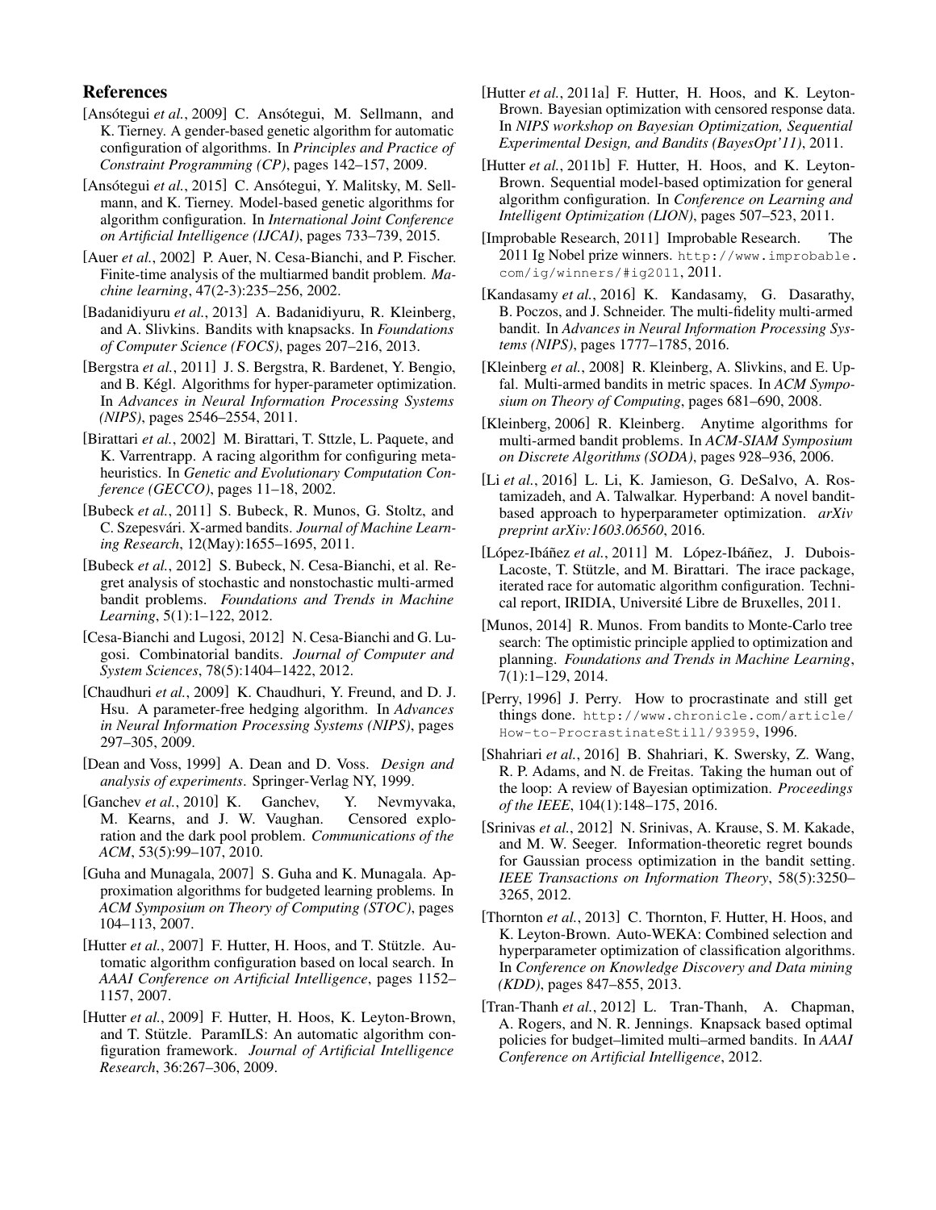## References

[Ansótegui *et al.*, 2009] C. Ansótegui, M. Sellmann, and K. Tierney. A gender-based genetic algorithm for automatic configuration of algorithms. In *Principles and Practice of Constraint Programming (CP)*, pages 142–157, 2009.

[Ansótegui *et al.*, 2015] C. Ansótegui, Y. Malitsky, M. Sellmann, and K. Tierney. Model-based genetic algorithms for algorithm configuration. In *International Joint Conference on Artificial Intelligence (IJCAI)*, pages 733–739, 2015.

[Auer *et al.*, 2002] P. Auer, N. Cesa-Bianchi, and P. Fischer. Finite-time analysis of the multiarmed bandit problem. *Machine learning*, 47(2-3):235–256, 2002.

[Badanidiyuru *et al.*, 2013] A. Badanidiyuru, R. Kleinberg, and A. Slivkins. Bandits with knapsacks. In *Foundations of Computer Science (FOCS)*, pages 207–216, 2013.

[Bergstra *et al.*, 2011] J. S. Bergstra, R. Bardenet, Y. Bengio, and B. Kégl. Algorithms for hyper-parameter optimization. In *Advances in Neural Information Processing Systems (NIPS)*, pages 2546–2554, 2011.

[Birattari *et al.*, 2002] M. Birattari, T. Sttzle, L. Paquete, and K. Varrentrapp. A racing algorithm for configuring metaheuristics. In *Genetic and Evolutionary Computation Conference (GECCO)*, pages 11–18, 2002.

[Bubeck *et al.*, 2011] S. Bubeck, R. Munos, G. Stoltz, and C. Szepesvári. X-armed bandits. *Journal of Machine Learning Research*, 12(May):1655–1695, 2011.

[Bubeck *et al.*, 2012] S. Bubeck, N. Cesa-Bianchi, et al. Regret analysis of stochastic and nonstochastic multi-armed bandit problems. *Foundations and Trends in Machine Learning*, 5(1):1–122, 2012.

[Cesa-Bianchi and Lugosi, 2012] N. Cesa-Bianchi and G. Lugosi. Combinatorial bandits. *Journal of Computer and System Sciences*, 78(5):1404–1422, 2012.

[Chaudhuri *et al.*, 2009] K. Chaudhuri, Y. Freund, and D. J. Hsu. A parameter-free hedging algorithm. In *Advances in Neural Information Processing Systems (NIPS)*, pages 297–305, 2009.

[Dean and Voss, 1999] A. Dean and D. Voss. *Design and analysis of experiments*. Springer-Verlag NY, 1999.

[Ganchev *et al.*, 2010] K. Ganchev, Y. Nevmyvaka, M. Kearns, and J. W. Vaughan. Censored exploration and the dark pool problem. *Communications of the ACM*, 53(5):99–107, 2010.

[Guha and Munagala, 2007] S. Guha and K. Munagala. Approximation algorithms for budgeted learning problems. In *ACM Symposium on Theory of Computing (STOC)*, pages 104–113, 2007.

[Hutter *et al.*, 2007] F. Hutter, H. Hoos, and T. Stützle. Automatic algorithm configuration based on local search. In *AAAI Conference on Artificial Intelligence*, pages 1152–1157, 2007.

[Hutter *et al.*, 2009] F. Hutter, H. Hoos, K. Leyton-Brown, and T. Stützle. ParamILS: An automatic algorithm configuration framework. *Journal of Artificial Intelligence Research*, 36:267–306, 2009.

[Hutter *et al.*, 2011a] F. Hutter, H. Hoos, and K. Leyton-Brown. Bayesian optimization with censored response data. In *NIPS workshop on Bayesian Optimization, Sequential Experimental Design, and Bandits (BayesOpt'11)*, 2011.

[Hutter *et al.*, 2011b] F. Hutter, H. Hoos, and K. Leyton-Brown. Sequential model-based optimization for general algorithm configuration. In *Conference on Learning and Intelligent Optimization (LION)*, pages 507–523, 2011.

[Improbable Research, 2011] Improbable Research. The 2011 Ig Nobel prize winners. http://www.improbable.com/ig/winners/#ig2011, 2011.

[Kandasamy *et al.*, 2016] K. Kandasamy, G. Dasarathy, B. Poczos, and J. Schneider. The multi-fidelity multi-armed bandit. In *Advances in Neural Information Processing Systems (NIPS)*, pages 1777–1785, 2016.

[Kleinberg *et al.*, 2008] R. Kleinberg, A. Slivkins, and E. Upfal. Multi-armed bandits in metric spaces. In *ACM Symposium on Theory of Computing*, pages 681–690, 2008.

[Kleinberg, 2006] R. Kleinberg. Anytime algorithms for multi-armed bandit problems. In *ACM-SIAM Symposium on Discrete Algorithms (SODA)*, pages 928–936, 2006.

[Li *et al.*, 2016] L. Li, K. Jamieson, G. DeSalvo, A. Rostamizadeh, and A. Talwalkar. Hyperband: A novel bandit-based approach to hyperparameter optimization. *arXiv preprint arXiv:1603.06560*, 2016.

[López-Ibáñez *et al.*, 2011] M. López-Ibáñez, J. Dubois-Lacoste, T. Stützle, and M. Birattari. The irace package, iterated race for automatic algorithm configuration. Technical report, IRIDIA, Université Libre de Bruxelles, 2011.

[Munos, 2014] R. Munos. From bandits to Monte-Carlo tree search: The optimistic principle applied to optimization and planning. *Foundations and Trends in Machine Learning*, 7(1):1–129, 2014.

[Perry, 1996] J. Perry. How to procrastinate and still get things done. http://www.chronicle.com/article/How-to-ProcrastinateStill/93959, 1996.

[Shahriari *et al.*, 2016] B. Shahriari, K. Swersky, Z. Wang, R. P. Adams, and N. de Freitas. Taking the human out of the loop: A review of Bayesian optimization. *Proceedings of the IEEE*, 104(1):148–175, 2016.

[Srinivas *et al.*, 2012] N. Srinivas, A. Krause, S. M. Kakade, and M. W. Seeger. Information-theoretic regret bounds for Gaussian process optimization in the bandit setting. *IEEE Transactions on Information Theory*, 58(5):3250–3265, 2012.

[Thornton *et al.*, 2013] C. Thornton, F. Hutter, H. Hoos, and K. Leyton-Brown. Auto-WEKA: Combined selection and hyperparameter optimization of classification algorithms. In *Conference on Knowledge Discovery and Data mining (KDD)*, pages 847–855, 2013.

[Tran-Thanh *et al.*, 2012] L. Tran-Thanh, A. Chapman, A. Rogers, and N. R. Jennings. Knapsack based optimal policies for budget–limited multi–armed bandits. In *AAAI Conference on Artificial Intelligence*, 2012.